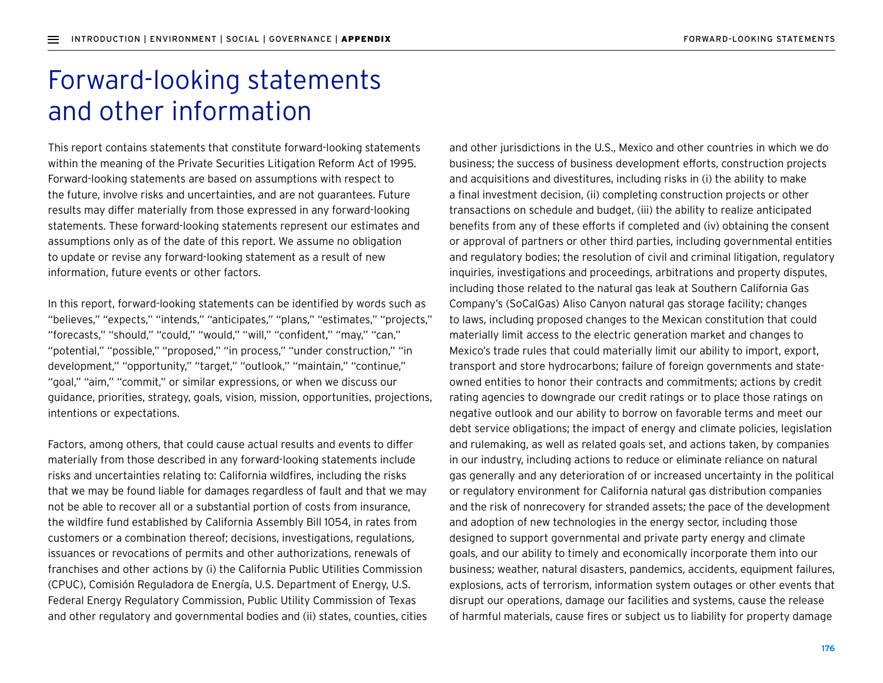# Forward-looking statements and other information

This report contains statements that constitute forward-looking statements within the meaning of the Private Securities Litigation Reform Act of 1995. Forward-looking statements are based on assumptions with respect to the future, involve risks and uncertainties, and are not guarantees. Future results may differ materially from those expressed in any forward-looking statements. These forward-looking statements represent our estimates and assumptions only as of the date of this report. We assume no obligation to update or revise any forward-looking statement as a result of new information, future events or other factors.

In this report, forward-looking statements can be identified by words such as "believes," "expects," "intends," "anticipates," "plans," "estimates," "projects," "forecasts," "should," "could," "would," "will," "confident," "may," "can," "potential," "possible," "proposed," "in process," "under construction," "in development," "opportunity," "target," "outlook," "maintain," "continue," "goal," "aim," "commit," or similar expressions, or when we discuss our guidance, priorities, strategy, goals, vision, mission, opportunities, projections, intentions or expectations.

Factors, among others, that could cause actual results and events to differ materially from those described in any forward-looking statements include risks and uncertainties relating to: California wildfires, including the risks that we may be found liable for damages regardless of fault and that we may not be able to recover all or a substantial portion of costs from insurance, the wildfire fund established by California Assembly Bill 1054, in rates from customers or a combination thereof; decisions, investigations, regulations, issuances or revocations of permits and other authorizations, renewals of franchises and other actions by (i) the California Public Utilities Commission (CPUC), Comisión Reguladora de Energía, U.S. Department of Energy, U.S. Federal Energy Regulatory Commission, Public Utility Commission of Texas and other regulatory and governmental bodies and (ii) states, counties, cities and other jurisdictions in the U.S., Mexico and other countries in which we do business; the success of business development efforts, construction projects and acquisitions and divestitures, including risks in (i) the ability to make a final investment decision, (ii) completing construction projects or other transactions on schedule and budget, (iii) the ability to realize anticipated benefits from any of these efforts if completed and (iv) obtaining the consent or approval of partners or other third parties, including governmental entities and regulatory bodies; the resolution of civil and criminal litigation, regulatory inquiries, investigations and proceedings, arbitrations and property disputes, including those related to the natural gas leak at Southern California Gas Company's (SoCalGas) Aliso Canyon natural gas storage facility; changes to laws, including proposed changes to the Mexican constitution that could materially limit access to the electric generation market and changes to Mexico's trade rules that could materially limit our ability to import, export, transport and store hydrocarbons; failure of foreign governments and state-owned entities to honor their contracts and commitments; actions by credit rating agencies to downgrade our credit ratings or to place those ratings on negative outlook and our ability to borrow on favorable terms and meet our debt service obligations; the impact of energy and climate policies, legislation and rulemaking, as well as related goals set, and actions taken, by companies in our industry, including actions to reduce or eliminate reliance on natural gas generally and any deterioration of or increased uncertainty in the political or regulatory environment for California natural gas distribution companies and the risk of nonrecovery for stranded assets; the pace of the development and adoption of new technologies in the energy sector, including those designed to support governmental and private party energy and climate goals, and our ability to timely and economically incorporate them into our business; weather, natural disasters, pandemics, accidents, equipment failures, explosions, acts of terrorism, information system outages or other events that disrupt our operations, damage our facilities and systems, cause the release of harmful materials, cause fires or subject us to liability for property damage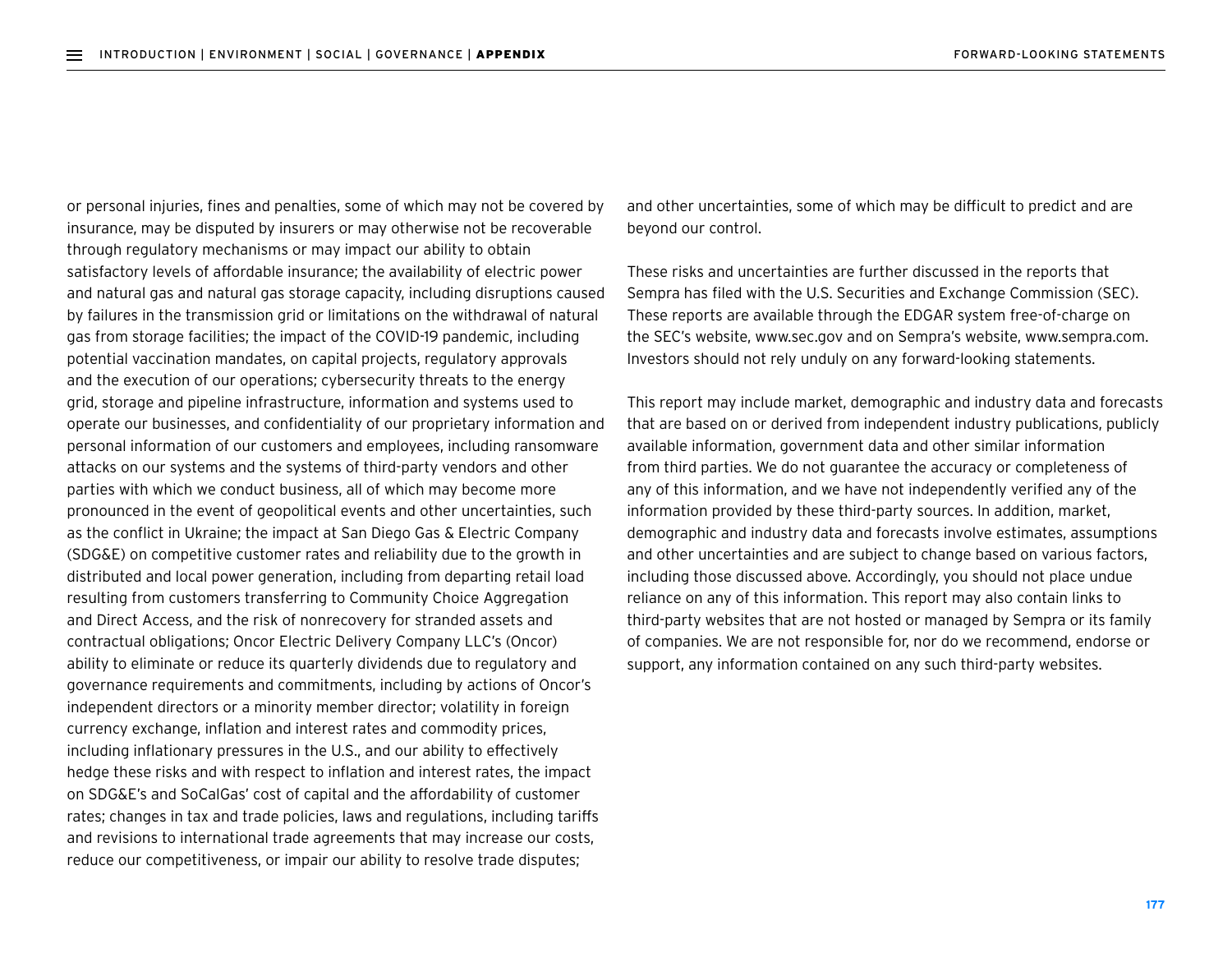or personal injuries, fines and penalties, some of which may not be covered by insurance, may be disputed by insurers or may otherwise not be recoverable through regulatory mechanisms or may impact our ability to obtain satisfactory levels of affordable insurance; the availability of electric power and natural gas and natural gas storage capacity, including disruptions caused by failures in the transmission grid or limitations on the withdrawal of natural gas from storage facilities; the impact of the COVID-19 pandemic, including potential vaccination mandates, on capital projects, regulatory approvals and the execution of our operations; cybersecurity threats to the energy grid, storage and pipeline infrastructure, information and systems used to operate our businesses, and confidentiality of our proprietary information and personal information of our customers and employees, including ransomware attacks on our systems and the systems of third-party vendors and other parties with which we conduct business, all of which may become more pronounced in the event of geopolitical events and other uncertainties, such as the conflict in Ukraine; the impact at San Diego Gas & Electric Company (SDG&E) on competitive customer rates and reliability due to the growth in distributed and local power generation, including from departing retail load resulting from customers transferring to Community Choice Aggregation and Direct Access, and the risk of nonrecovery for stranded assets and contractual obligations; Oncor Electric Delivery Company LLC's (Oncor) ability to eliminate or reduce its quarterly dividends due to regulatory and governance requirements and commitments, including by actions of Oncor's independent directors or a minority member director; volatility in foreign currency exchange, inflation and interest rates and commodity prices, including inflationary pressures in the U.S., and our ability to effectively hedge these risks and with respect to inflation and interest rates, the impact on SDG&E's and SoCalGas' cost of capital and the affordability of customer rates; changes in tax and trade policies, laws and regulations, including tariffs and revisions to international trade agreements that may increase our costs, reduce our competitiveness, or impair our ability to resolve trade disputes; and other uncertainties, some of which may be difficult to predict and are beyond our control.

These risks and uncertainties are further discussed in the reports that Sempra has filed with the U.S. Securities and Exchange Commission (SEC). These reports are available through the EDGAR system free-of-charge on the SEC's website, www.sec.gov and on Sempra's website, www.sempra.com. Investors should not rely unduly on any forward-looking statements.

This report may include market, demographic and industry data and forecasts that are based on or derived from independent industry publications, publicly available information, government data and other similar information from third parties. We do not guarantee the accuracy or completeness of any of this information, and we have not independently verified any of the information provided by these third-party sources. In addition, market, demographic and industry data and forecasts involve estimates, assumptions and other uncertainties and are subject to change based on various factors, including those discussed above. Accordingly, you should not place undue reliance on any of this information. This report may also contain links to third-party websites that are not hosted or managed by Sempra or its family of companies. We are not responsible for, nor do we recommend, endorse or support, any information contained on any such third-party websites.